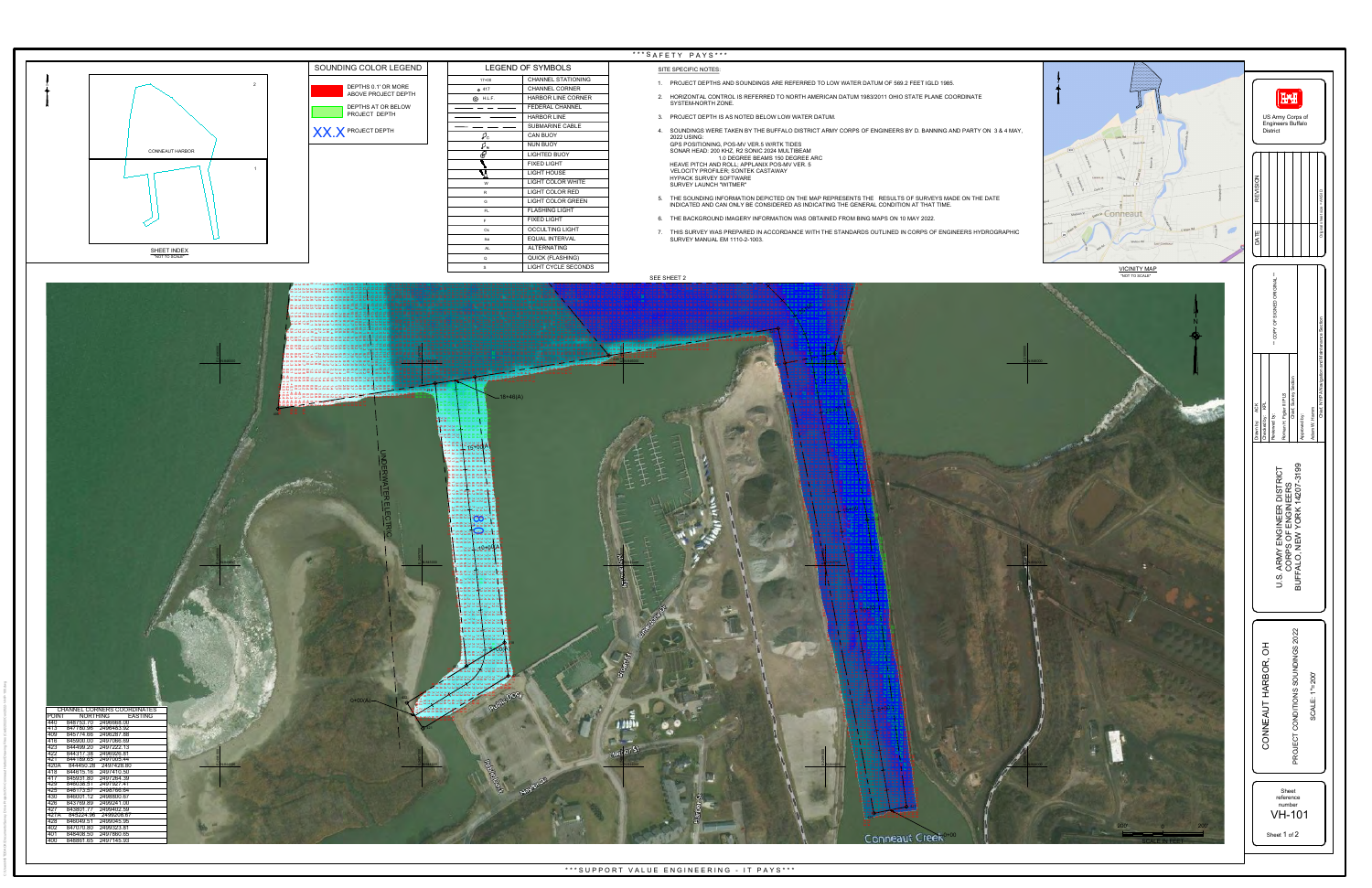***SAFETY PAYS***

## SOUNDING COLOR LEGEND

- DEPTHS 0.1' OR MORE ABOVE PROJECT DEPTH
- DEPTHS AT OR BELOW PROJECT DEPTH
- XX.X PROJECT DEPTH

## LEGEND OF SYMBOLS

| Symbol | Description |
|---|---|
| 17+00 | CHANNEL STATIONING |
| 417 | CHANNEL CORNER |
| H.L.F. | HARBOR LINE CORNER |
| | FEDERAL CHANNEL |
| | HARBOR LINE |
| | SUBMARINE CABLE |
| | CAN BUOY |
| | NUN BUOY |
| | LIGHTED BUOY |
| | FIXED LIGHT |
| | LIGHT HOUSE |
| W | LIGHT COLOR WHITE |
| R | LIGHT COLOR RED |
| G | LIGHT COLOR GREEN |
| FL | FLASHING LIGHT |
| F | FIXED LIGHT |
| OC | OCCULTING LIGHT |
| ISO | EQUAL INTERVAL |
| AL | ALTERNATING |
| Q | QUICK (FLASHING) |
| S | LIGHT CYCLE SECONDS |

## SITE SPECIFIC NOTES:

1. PROJECT DEPTHS AND SOUNDINGS ARE REFERRED TO LOW WATER DATUM OF 569.2 FEET IGLD 1985.
2. HORIZONTAL CONTROL IS REFERRED TO NORTH AMERICAN DATUM 1983/2011 OHIO STATE PLANE COORDINATE SYSTEM-NORTH ZONE.
3. PROJECT DEPTH IS AS NOTED BELOW LOW WATER DATUM.
4. SOUNDINGS WERE TAKEN BY THE BUFFALO DISTRICT ARMY CORPS OF ENGINEERS BY D. BANNING AND PARTY ON 3 & 4 MAY, 2022 USING:
   GPS POSITIONING, POS-MV VER.5 W/RTK TIDES
   SONAR HEAD: 200 KHZ, R2 SONIC 2024 MULTIBEAM
   1.0 DEGREE BEAMS 150 DEGREE ARC
   HEAVE PITCH AND ROLL: APPLANIX POS-MV VER. 5
   VELOCITY PROFILER: SONTEK CASTAWAY
   HYPACK SURVEY SOFTWARE
   SURVEY LAUNCH "WITMER"
5. THE SOUNDING INFORMATION DEPICTED ON THE MAP REPRESENTS THE RESULTS OF SURVEYS MADE ON THE DATE INDICATED AND CAN ONLY BE CONSIDERED AS INDICATING THE GENERAL CONDITION AT THAT TIME.
6. THE BACKGROUND IMAGERY INFORMATION WAS OBTAINED FROM BING MAPS ON 10 MAY 2022.
7. THIS SURVEY WAS PREPARED IN ACCORDANCE WITH THE STANDARDS OUTLINED IN CORPS OF ENGINEERS HYDROGRAPHIC SURVEY MANUAL EM 1110-2-1003.

SHEET INDEX *NOT TO SCALE*

CONNEAUT HARBOR

VICINITY MAP *NOT TO SCALE*

SEE SHEET 2

## CHANNEL CORNERS COORDINATES

| POINT | NORTHING | EASTING |
|---|---|---|
| 440 | 848753.70 | 2496868.00 |
| 413 | 847780.96 | 2496483.92 |
| 409 | 845774.68 | 2496287.88 |
| 416 | 845900.00 | 2497068.00 |
| 423 | 844499.20 | 2497222.13 |
| 422 | 844317.38 | 2496926.81 |
| 421 | 844189.65 | 2497005.44 |
| 420A | 844450.28 | 2497428.80 |
| 418 | 844615.16 | 2497410.50 |
| 417 | 845931.80 | 2497264.39 |
| 429 | 846036.51 | 2497927.47 |
| 425 | 846173.37 | 2498766.64 |
| 430 | 846001.12 | 2498800.67 |
| 426 | 843769.89 | 2499241.00 |
| 427 | 843801.77 | 2499402.59 |
| 427A | 845224.06 | 2499206.67 |
| 428 | 846049.51 | 2499045.95 |
| 402 | 847070.80 | 2499323.81 |
| 401 | 848408.50 | 2497860.85 |
| 400 | 848887.65 | 2497145.93 |

UNDERWATER ELECTRIC

8.0

16+46(A) — 10+00(A) — 5+00(A) — 0+00(A)

Conneaut Creek

SCALE IN FEET: 200' 0 200'

US Army Corps of Engineers Buffalo District

REVISION | DATE

U.S. ARMY ENGINEER DISTRICT CORPS OF ENGINEERS BUFFALO, NEW YORK 14207-3199

Designed by: KPL | Drawn by: KPL | Reviewed by: Richard H. Pigeon III PLS, Chief, Survey Section | Approved by: Adam W. Haines, Chief, NY/PA Navigation and Maintenance Section

"COPY OF SIGNED ORIGINAL"

CONNEAUT HARBOR, OH

PROJECT CONDITIONS SOUNDINGS 2022

SCALE: 1"=200'

Sheet reference number: VH-101

Sheet 1 of 2

***SUPPORT VALUE ENGINEERING - IT PAYS***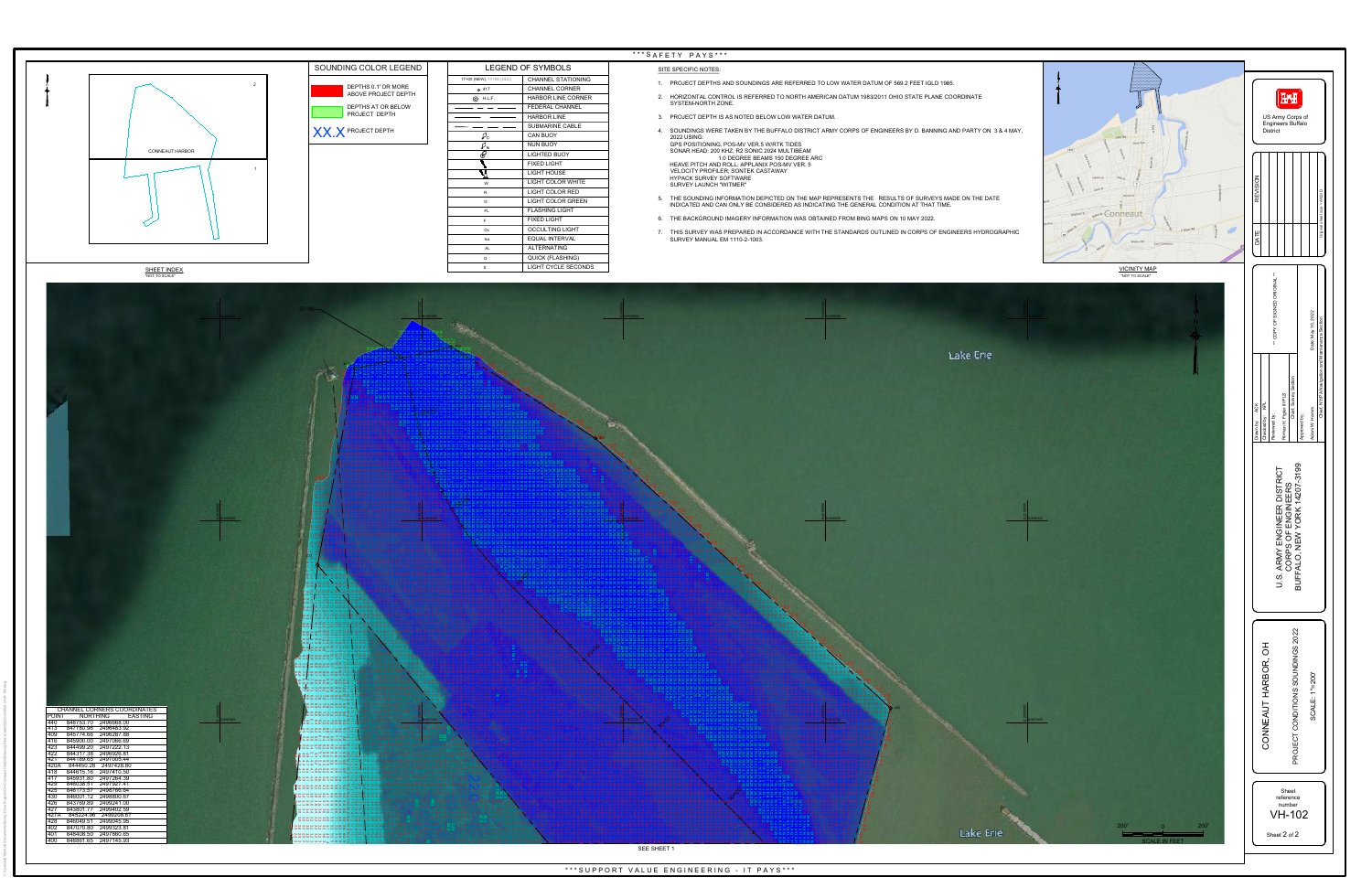***SAFETY PAYS***

## SOUNDING COLOR LEGEND

- DEPTHS 0.1' OR MORE ABOVE PROJECT DEPTH
- DEPTHS AT OR BELOW PROJECT DEPTH
- XX.X PROJECT DEPTH

## LEGEND OF SYMBOLS

| | |
|---|---|
| 17+00 (NEW) 17+00 (OLD) | CHANNEL STATIONING |
| 417 | CHANNEL CORNER |
| H.L.F | HARBOR LINE CORNER |
| | FEDERAL CHANNEL |
| | HARBOR LINE |
| | SUBMARINE CABLE |
| | CAN BUOY |
| | NUN BUOY |
| | LIGHTED BUOY |
| | FIXED LIGHT |
| | LIGHT HOUSE |
| W | LIGHT COLOR WHITE |
| R | LIGHT COLOR RED |
| G | LIGHT COLOR GREEN |
| FL | FLASHING LIGHT |
| F | FIXED LIGHT |
| OC | OCCULTING LIGHT |
| Iso | EQUAL INTERVAL |
| AL | ALTERNATING |
| Q | QUICK (FLASHING) |
| S | LIGHT CYCLE SECONDS |

## SITE SPECIFIC NOTES:

1. PROJECT DEPTHS AND SOUNDINGS ARE REFERRED TO LOW WATER DATUM OF 569.2 FEET IGLD 1985.
2. HORIZONTAL CONTROL IS REFERRED TO NORTH AMERICAN DATUM 1983/2011 OHIO STATE PLANE COORDINATE SYSTEM-NORTH ZONE.
3. PROJECT DEPTH IS AS NOTED BELOW LOW WATER DATUM.
4. SOUNDINGS WERE TAKEN BY THE BUFFALO DISTRICT ARMY CORPS OF ENGINEERS BY D. BANNING AND PARTY ON 3 & 4 MAY, 2022 USING:
   GPS POSITIONING, POS-MV VER.5 W/RTK TIDES
   SONAR HEAD: 200 KHZ, R2 SONIC 2024 MULTIBEAM
   1.0 DEGREE BEAMS 150 DEGREE ARC
   HEAVE PITCH AND ROLL: APPLANIX POS-MV VER. 5
   VELOCITY PROFILER: SONTEK CASTAWAY
   HYPACK SURVEY SOFTWARE
   SURVEY LAUNCH "WITMER"
5. THE SOUNDING INFORMATION DEPICTED ON THE MAP REPRESENTS THE RESULTS OF SURVEYS MADE ON THE DATE INDICATED AND CAN ONLY BE CONSIDERED AS INDICATING THE GENERAL CONDITION AT THAT TIME.
6. THE BACKGROUND IMAGERY INFORMATION WAS OBTAINED FROM BING MAPS ON 10 MAY 2022.
7. THIS SURVEY WAS PREPARED IN ACCORDANCE WITH THE STANDARDS OUTLINED IN CORPS OF ENGINEERS HYDROGRAPHIC SURVEY MANUAL EM 1110-2-1003.

SHEET INDEX
"NOT TO SCALE"

CONNEAUT HARBOR

VICINITY MAP
"NOT TO SCALE"

Lake Erie

Lake Erie

## CHANNEL CORNERS COORDINATES

| POINT | NORTHING | EASTING |
|---|---|---|
| 440 | 848753.70 | 2496668.00 |
| 413 | 847780.96 | 2496483.92 |
| 409 | 845774.68 | 2496287.88 |
| 416 | 845900.00 | 2497068.00 |
| 423 | 844499.20 | 2497222.13 |
| 422 | 844317.38 | 2496926.81 |
| 421 | 844189.65 | 2497003.44 |
| 420A | 844450.26 | 2497428.80 |
| 418 | 844615.16 | 2497410.50 |
| 417 | 845931.80 | 2497264.39 |
| 429 | 846038.51 | 2497927.41 |
| 425 | 846173.37 | 2498766.64 |
| 430 | 846001.12 | 2498800.67 |
| 426 | 843769.89 | 2499241.00 |
| 427 | 843801.77 | 2499402.59 |
| 427A | 845224.96 | 2499206.67 |
| 428 | 846049.51 | 2499045.95 |
| 402 | 847070.80 | 2499323.61 |
| 401 | 848408.50 | 2497860.85 |
| 400 | 848851.65 | 2497145.93 |

SEE SHEET 1

200' 0 200'
SCALE IN FEET

US Army Corps of Engineers Buffalo District

REVISION | DATE

Designed by: Drawn by: Reviewed by: Approved by:
Chief, Survey Section
Chief, NYPA Navigation and Maintenance Section
Date: May 10, 2022

U.S. ARMY ENGINEER DISTRICT
CORPS OF ENGINEERS
BUFFALO, NEW YORK 14207-3199

CONNEAUT HARBOR, OH
PROJECT CONDITIONS SOUNDINGS 2022
SCALE: 1"=200'

Sheet reference number
VH-102
Sheet 2 of 2

***SUPPORT VALUE ENGINEERING - IT PAYS***